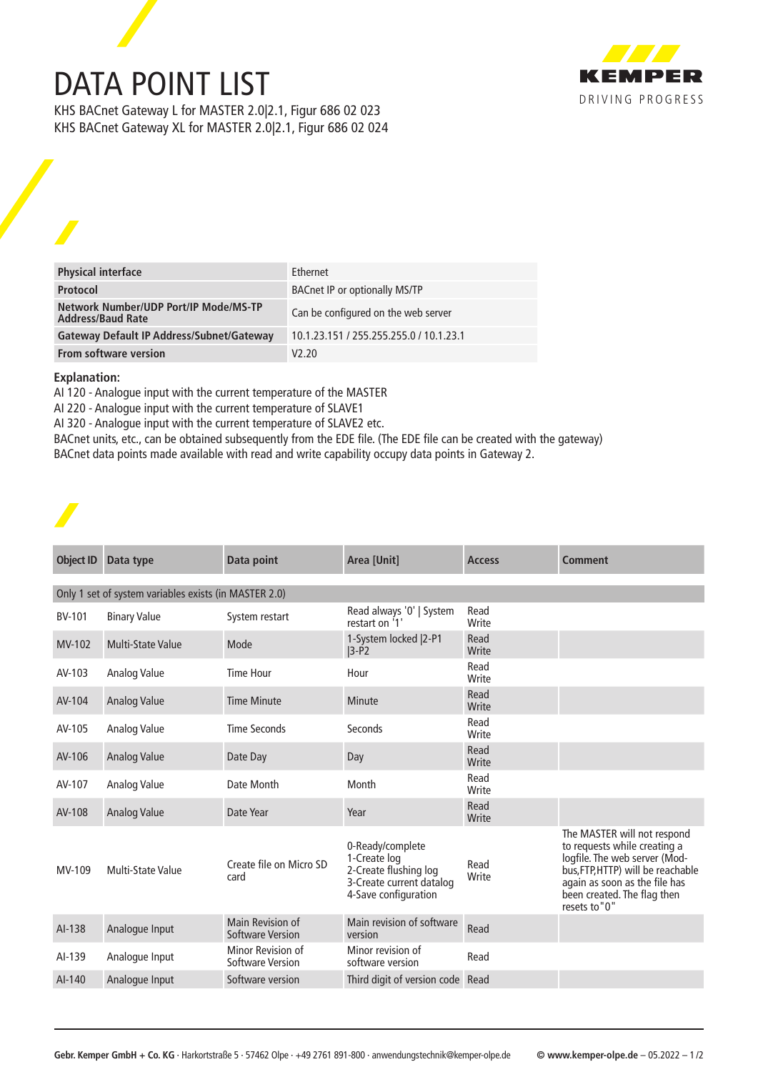# DATA POINT LIST

KHS BACnet Gateway L for MASTER 2.0|2.1, Figur 686 02 023
KHS BACnet Gateway XL for MASTER 2.0|2.1, Figur 686 02 024

| **Physical interface** | Ethernet |
|---|---|
| **Protocol** | BACnet IP or optionally MS/TP |
| **Network Number/UDP Port/IP Mode/MS-TP Address/Baud Rate** | Can be configured on the web server |
| **Gateway Default IP Address/Subnet/Gateway** | 10.1.23.151 / 255.255.255.0 / 10.1.23.1 |
| **From software version** | V2.20 |

**Explanation:**

AI 120 - Analogue input with the current temperature of the MASTER
AI 220 - Analogue input with the current temperature of SLAVE1
AI 320 - Analogue input with the current temperature of SLAVE2 etc.
BACnet units, etc., can be obtained subsequently from the EDE file. (The EDE file can be created with the gateway)
BACnet data points made available with read and write capability occupy data points in Gateway 2.

| Object ID | Data type | Data point | Area [Unit] | Access | Comment |
|---|---|---|---|---|---|
| Only 1 set of system variables exists (in MASTER 2.0) | | | | | |
| BV-101 | Binary Value | System restart | Read always '0' \| System restart on '1' | Read Write | |
| MV-102 | Multi-State Value | Mode | 1-System locked \|2-P1 \|3-P2 | Read Write | |
| AV-103 | Analog Value | Time Hour | Hour | Read Write | |
| AV-104 | Analog Value | Time Minute | Minute | Read Write | |
| AV-105 | Analog Value | Time Seconds | Seconds | Read Write | |
| AV-106 | Analog Value | Date Day | Day | Read Write | |
| AV-107 | Analog Value | Date Month | Month | Read Write | |
| AV-108 | Analog Value | Date Year | Year | Read Write | |
| MV-109 | Multi-State Value | Create file on Micro SD card | 0-Ready/complete<br>1-Create log<br>2-Create flushing log<br>3-Create current datalog<br>4-Save configuration | Read Write | The MASTER will not respond to requests while creating a logfile. The web server (Modbus,FTP,HTTP) will be reachable again as soon as the file has been created. The flag then resets to"0" |
| AI-138 | Analogue Input | Main Revision of Software Version | Main revision of software version | Read | |
| AI-139 | Analogue Input | Minor Revision of Software Version | Minor revision of software version | Read | |
| AI-140 | Analogue Input | Software version | Third digit of version code | Read | |

**Gebr. Kemper GmbH + Co. KG** · Harkortstraße 5 · 57462 Olpe · +49 2761 891-800 · anwendungstechnik@kemper-olpe.de © **www.kemper-olpe.de** – 05.2022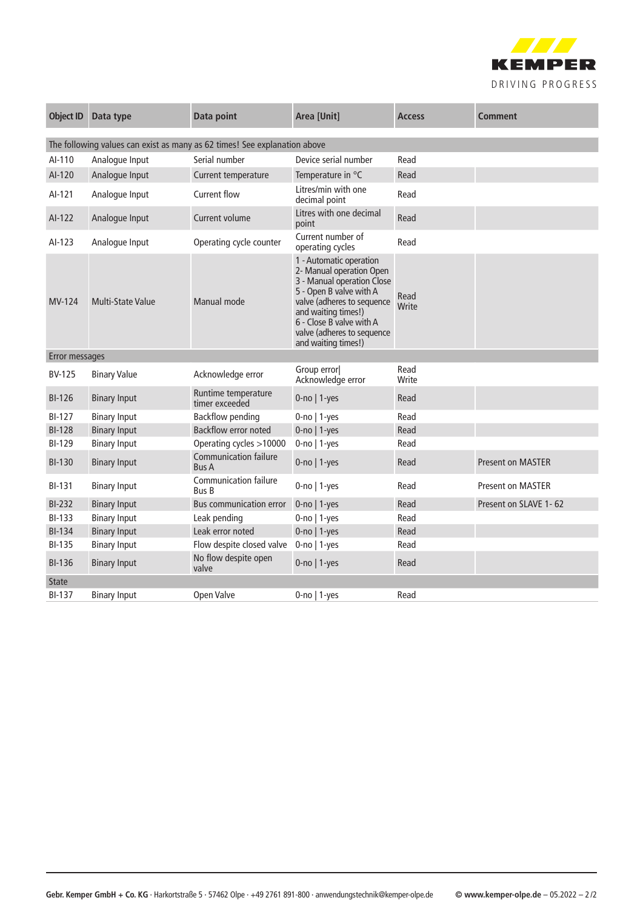| Object ID | Data type | Data point | Area [Unit] | Access | Comment |
|---|---|---|---|---|---|
| The following values can exist as many as 62 times! See explanation above | | | | | |
| AI-110 | Analogue Input | Serial number | Device serial number | Read | |
| AI-120 | Analogue Input | Current temperature | Temperature in °C | Read | |
| AI-121 | Analogue Input | Current flow | Litres/min with one decimal point | Read | |
| AI-122 | Analogue Input | Current volume | Litres with one decimal point | Read | |
| AI-123 | Analogue Input | Operating cycle counter | Current number of operating cycles | Read | |
| MV-124 | Multi-State Value | Manual mode | 1 - Automatic operation<br>2- Manual operation Open<br>3 - Manual operation Close<br>5 - Open B valve with A valve (adheres to sequence and waiting times!)<br>6 - Close B valve with A valve (adheres to sequence and waiting times!) | Read<br>Write | |
| Error messages | | | | | |
| BV-125 | Binary Value | Acknowledge error | Group error\| Acknowledge error | Read<br>Write | |
| BI-126 | Binary Input | Runtime temperature timer exceeded | 0-no \| 1-yes | Read | |
| BI-127 | Binary Input | Backflow pending | 0-no \| 1-yes | Read | |
| BI-128 | Binary Input | Backflow error noted | 0-no \| 1-yes | Read | |
| BI-129 | Binary Input | Operating cycles >10000 | 0-no \| 1-yes | Read | |
| BI-130 | Binary Input | Communication failure Bus A | 0-no \| 1-yes | Read | Present on MASTER |
| BI-131 | Binary Input | Communication failure Bus B | 0-no \| 1-yes | Read | Present on MASTER |
| BI-232 | Binary Input | Bus communication error | 0-no \| 1-yes | Read | Present on SLAVE 1- 62 |
| BI-133 | Binary Input | Leak pending | 0-no \| 1-yes | Read | |
| BI-134 | Binary Input | Leak error noted | 0-no \| 1-yes | Read | |
| BI-135 | Binary Input | Flow despite closed valve | 0-no \| 1-yes | Read | |
| BI-136 | Binary Input | No flow despite open valve | 0-no \| 1-yes | Read | |
| State | | | | | |
| BI-137 | Binary Input | Open Valve | 0-no \| 1-yes | Read | |

**Gebr. Kemper GmbH + Co. KG** · Harkortstraße 5 · 57462 Olpe · +49 2761 891-800 · anwendungstechnik@kemper-olpe.de © **www.kemper-olpe.de** – 05.2022